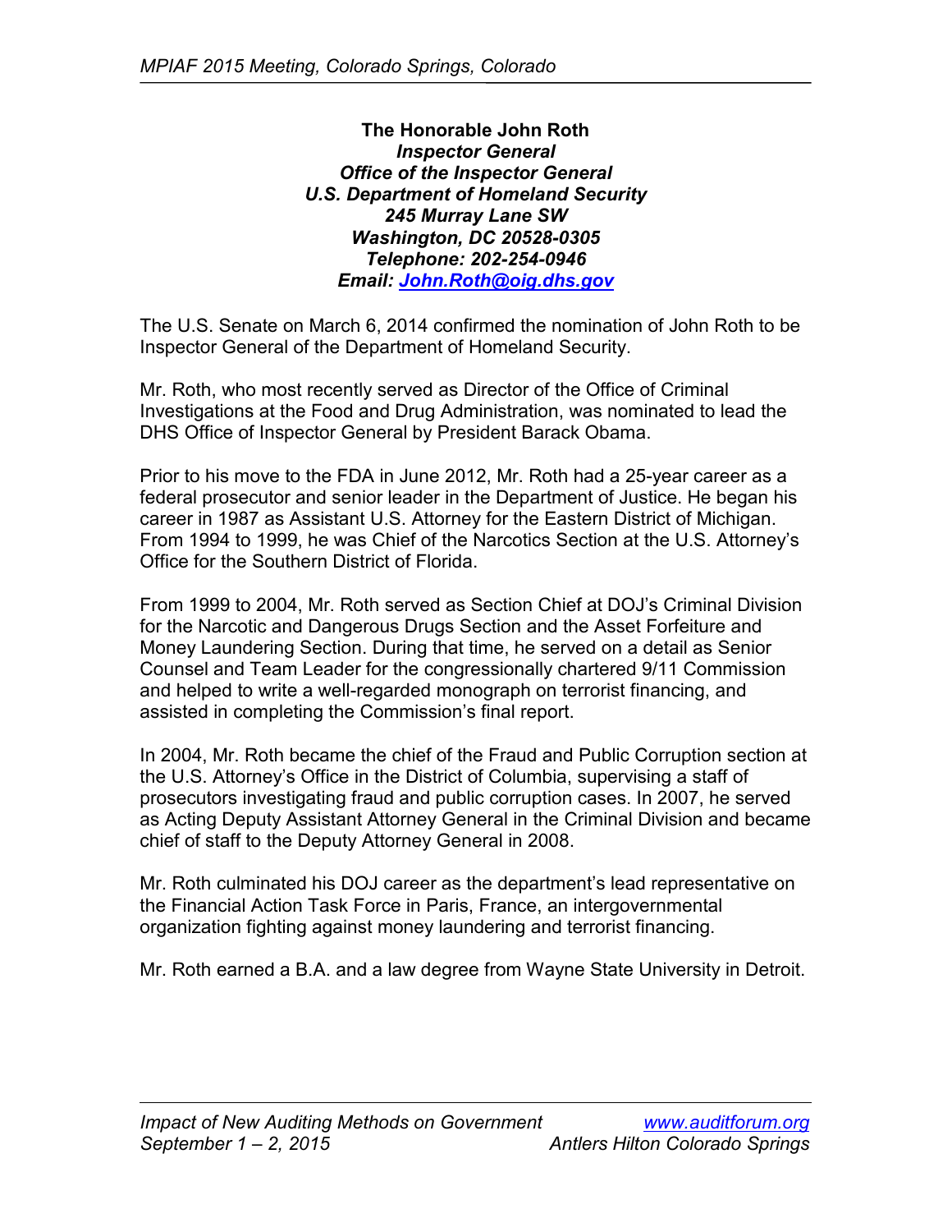**The Honorable John Roth**
***Inspector General***
***Office of the Inspector General***
***U.S. Department of Homeland Security***
***245 Murray Lane SW***
***Washington, DC 20528-0305***
***Telephone: 202-254-0946***
***Email: John.Roth@oig.dhs.gov***

The U.S. Senate on March 6, 2014 confirmed the nomination of John Roth to be Inspector General of the Department of Homeland Security.

Mr. Roth, who most recently served as Director of the Office of Criminal Investigations at the Food and Drug Administration, was nominated to lead the DHS Office of Inspector General by President Barack Obama.

Prior to his move to the FDA in June 2012, Mr. Roth had a 25-year career as a federal prosecutor and senior leader in the Department of Justice. He began his career in 1987 as Assistant U.S. Attorney for the Eastern District of Michigan. From 1994 to 1999, he was Chief of the Narcotics Section at the U.S. Attorney's Office for the Southern District of Florida.

From 1999 to 2004, Mr. Roth served as Section Chief at DOJ's Criminal Division for the Narcotic and Dangerous Drugs Section and the Asset Forfeiture and Money Laundering Section. During that time, he served on a detail as Senior Counsel and Team Leader for the congressionally chartered 9/11 Commission and helped to write a well-regarded monograph on terrorist financing, and assisted in completing the Commission's final report.

In 2004, Mr. Roth became the chief of the Fraud and Public Corruption section at the U.S. Attorney's Office in the District of Columbia, supervising a staff of prosecutors investigating fraud and public corruption cases. In 2007, he served as Acting Deputy Assistant Attorney General in the Criminal Division and became chief of staff to the Deputy Attorney General in 2008.

Mr. Roth culminated his DOJ career as the department's lead representative on the Financial Action Task Force in Paris, France, an intergovernmental organization fighting against money laundering and terrorist financing.

Mr. Roth earned a B.A. and a law degree from Wayne State University in Detroit.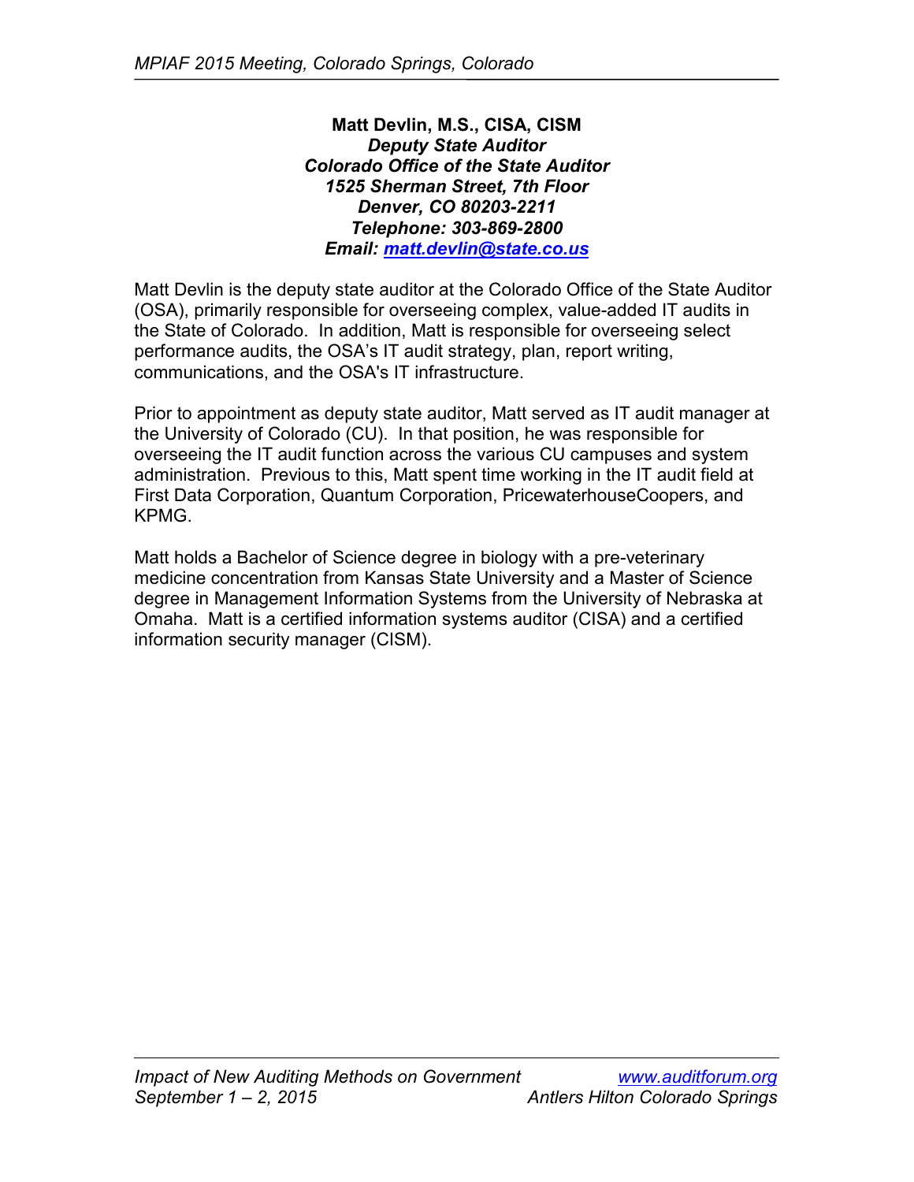**Matt Devlin, M.S., CISA, CISM**
***Deputy State Auditor***
***Colorado Office of the State Auditor***
***1525 Sherman Street, 7th Floor***
***Denver, CO 80203-2211***
***Telephone: 303-869-2800***
***Email: matt.devlin@state.co.us***

Matt Devlin is the deputy state auditor at the Colorado Office of the State Auditor (OSA), primarily responsible for overseeing complex, value-added IT audits in the State of Colorado. In addition, Matt is responsible for overseeing select performance audits, the OSA's IT audit strategy, plan, report writing, communications, and the OSA's IT infrastructure.

Prior to appointment as deputy state auditor, Matt served as IT audit manager at the University of Colorado (CU). In that position, he was responsible for overseeing the IT audit function across the various CU campuses and system administration. Previous to this, Matt spent time working in the IT audit field at First Data Corporation, Quantum Corporation, PricewaterhouseCoopers, and KPMG.

Matt holds a Bachelor of Science degree in biology with a pre-veterinary medicine concentration from Kansas State University and a Master of Science degree in Management Information Systems from the University of Nebraska at Omaha. Matt is a certified information systems auditor (CISA) and a certified information security manager (CISM).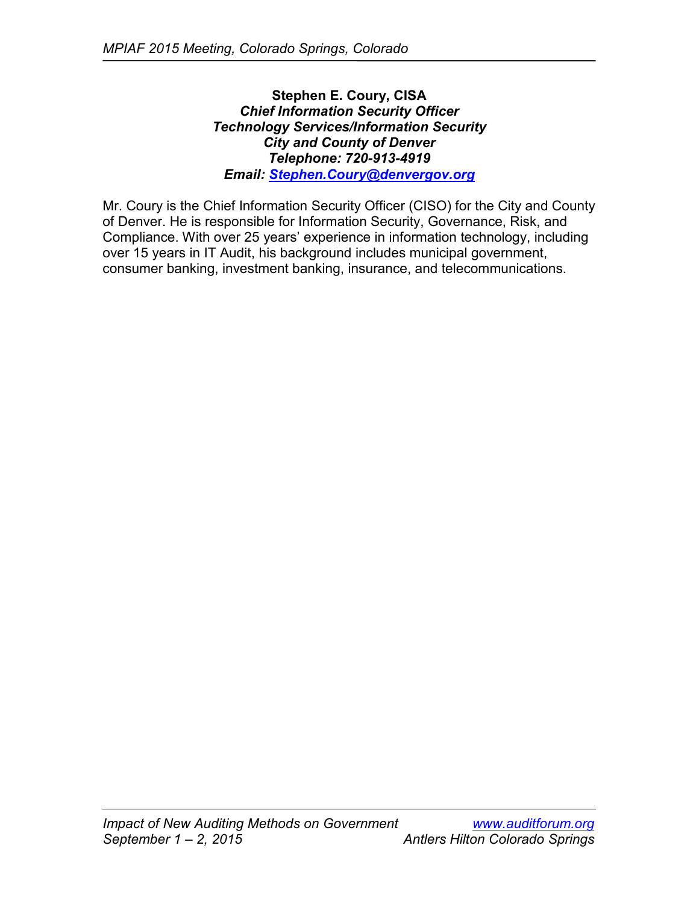**Stephen E. Coury, CISA**
***Chief Information Security Officer***
***Technology Services/Information Security***
***City and County of Denver***
***Telephone: 720-913-4919***
***Email: Stephen.Coury@denvergov.org***

Mr. Coury is the Chief Information Security Officer (CISO) for the City and County of Denver. He is responsible for Information Security, Governance, Risk, and Compliance. With over 25 years' experience in information technology, including over 15 years in IT Audit, his background includes municipal government, consumer banking, investment banking, insurance, and telecommunications.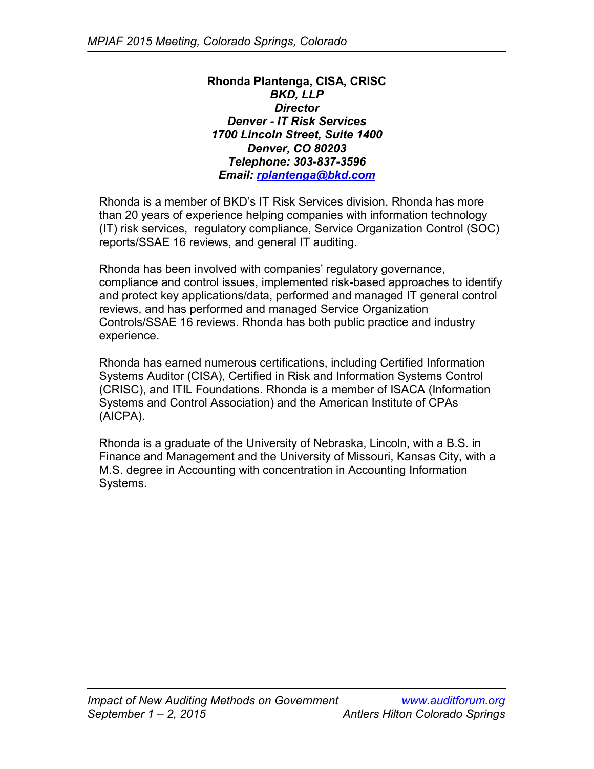**Rhonda Plantenga, CISA, CRISC**
***BKD, LLP***
***Director***
***Denver - IT Risk Services***
***1700 Lincoln Street, Suite 1400***
***Denver, CO 80203***
***Telephone: 303-837-3596***
***Email: rplantenga@bkd.com***

Rhonda is a member of BKD's IT Risk Services division. Rhonda has more than 20 years of experience helping companies with information technology (IT) risk services, regulatory compliance, Service Organization Control (SOC) reports/SSAE 16 reviews, and general IT auditing.

Rhonda has been involved with companies' regulatory governance, compliance and control issues, implemented risk-based approaches to identify and protect key applications/data, performed and managed IT general control reviews, and has performed and managed Service Organization Controls/SSAE 16 reviews. Rhonda has both public practice and industry experience.

Rhonda has earned numerous certifications, including Certified Information Systems Auditor (CISA), Certified in Risk and Information Systems Control (CRISC), and ITIL Foundations. Rhonda is a member of ISACA (Information Systems and Control Association) and the American Institute of CPAs (AICPA).

Rhonda is a graduate of the University of Nebraska, Lincoln, with a B.S. in Finance and Management and the University of Missouri, Kansas City, with a M.S. degree in Accounting with concentration in Accounting Information Systems.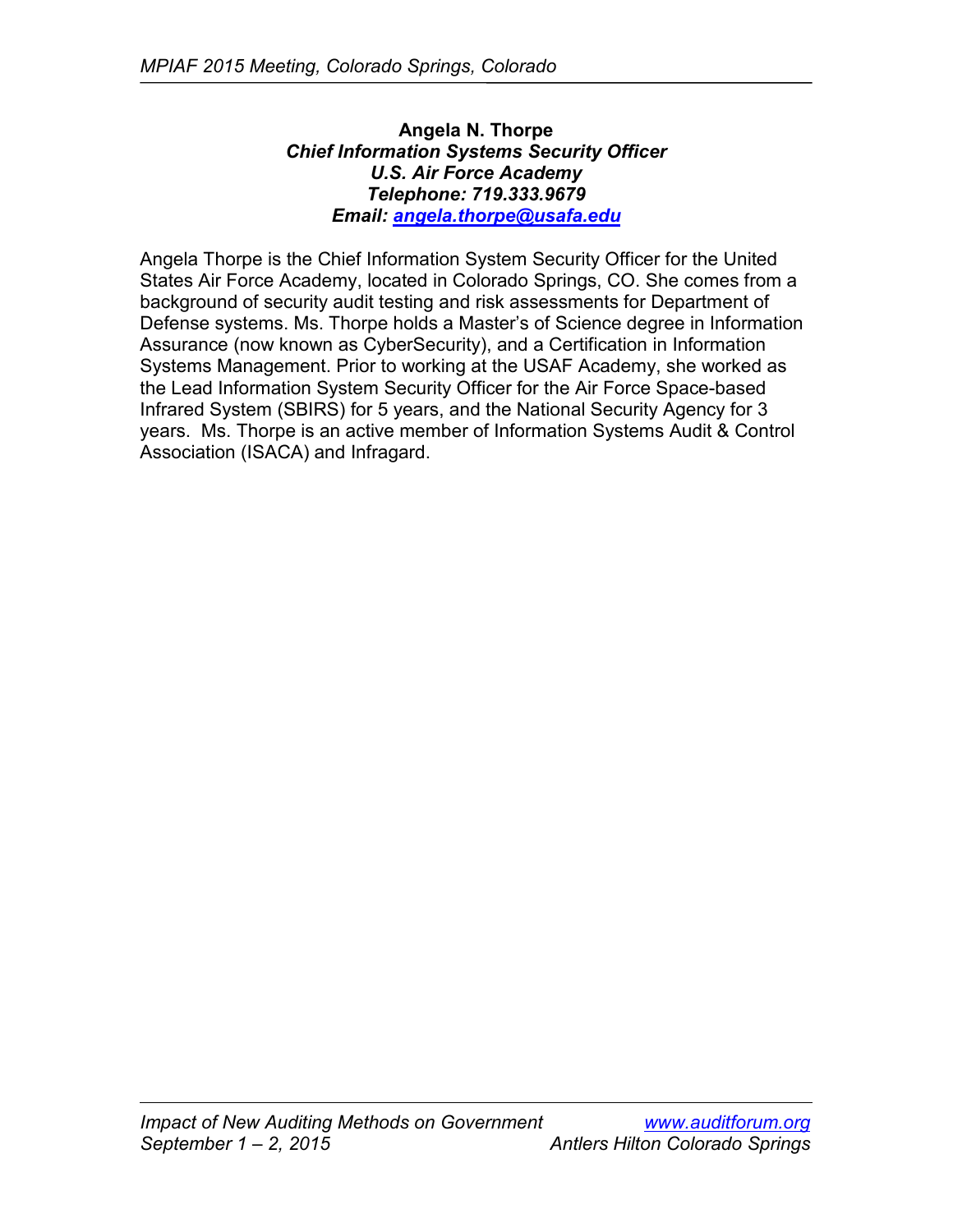**Angela N. Thorpe**
***Chief Information Systems Security Officer***
***U.S. Air Force Academy***
***Telephone: 719.333.9679***
***Email: angela.thorpe@usafa.edu***

Angela Thorpe is the Chief Information System Security Officer for the United States Air Force Academy, located in Colorado Springs, CO. She comes from a background of security audit testing and risk assessments for Department of Defense systems. Ms. Thorpe holds a Master's of Science degree in Information Assurance (now known as CyberSecurity), and a Certification in Information Systems Management. Prior to working at the USAF Academy, she worked as the Lead Information System Security Officer for the Air Force Space-based Infrared System (SBIRS) for 5 years, and the National Security Agency for 3 years. Ms. Thorpe is an active member of Information Systems Audit & Control Association (ISACA) and Infragard.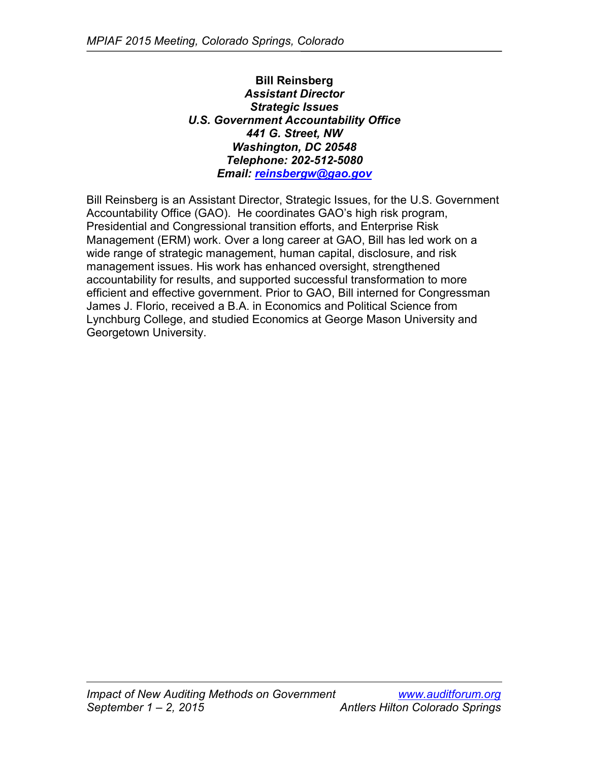**Bill Reinsberg**
***Assistant Director***
***Strategic Issues***
***U.S. Government Accountability Office***
***441 G. Street, NW***
***Washington, DC 20548***
***Telephone: 202-512-5080***
***Email: reinsbergw@gao.gov***

Bill Reinsberg is an Assistant Director, Strategic Issues, for the U.S. Government Accountability Office (GAO). He coordinates GAO's high risk program, Presidential and Congressional transition efforts, and Enterprise Risk Management (ERM) work. Over a long career at GAO, Bill has led work on a wide range of strategic management, human capital, disclosure, and risk management issues. His work has enhanced oversight, strengthened accountability for results, and supported successful transformation to more efficient and effective government. Prior to GAO, Bill interned for Congressman James J. Florio, received a B.A. in Economics and Political Science from Lynchburg College, and studied Economics at George Mason University and Georgetown University.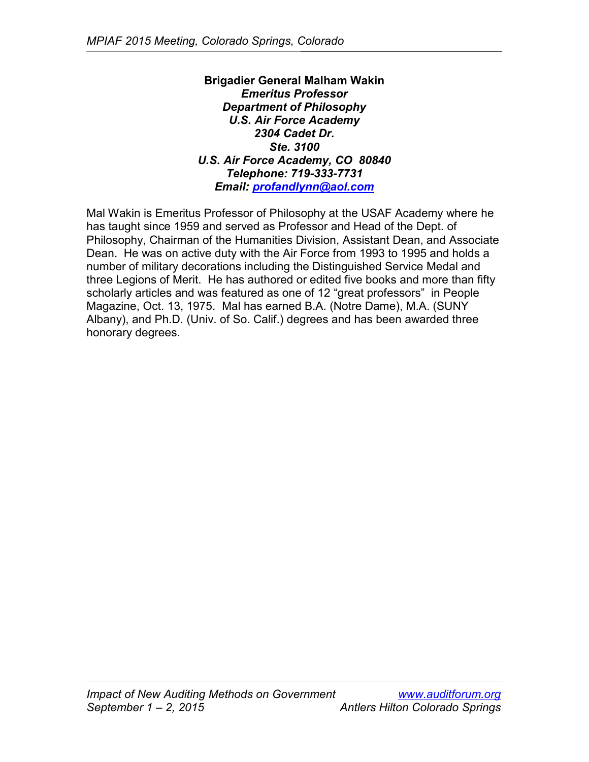**Brigadier General Malham Wakin**  
***Emeritus Professor***  
***Department of Philosophy***  
***U.S. Air Force Academy***  
***2304 Cadet Dr.***  
***Ste. 3100***  
***U.S. Air Force Academy, CO 80840***  
***Telephone: 719-333-7731***  
***Email: profandlynn@aol.com***

Mal Wakin is Emeritus Professor of Philosophy at the USAF Academy where he has taught since 1959 and served as Professor and Head of the Dept. of Philosophy, Chairman of the Humanities Division, Assistant Dean, and Associate Dean. He was on active duty with the Air Force from 1993 to 1995 and holds a number of military decorations including the Distinguished Service Medal and three Legions of Merit. He has authored or edited five books and more than fifty scholarly articles and was featured as one of 12 "great professors" in People Magazine, Oct. 13, 1975. Mal has earned B.A. (Notre Dame), M.A. (SUNY Albany), and Ph.D. (Univ. of So. Calif.) degrees and has been awarded three honorary degrees.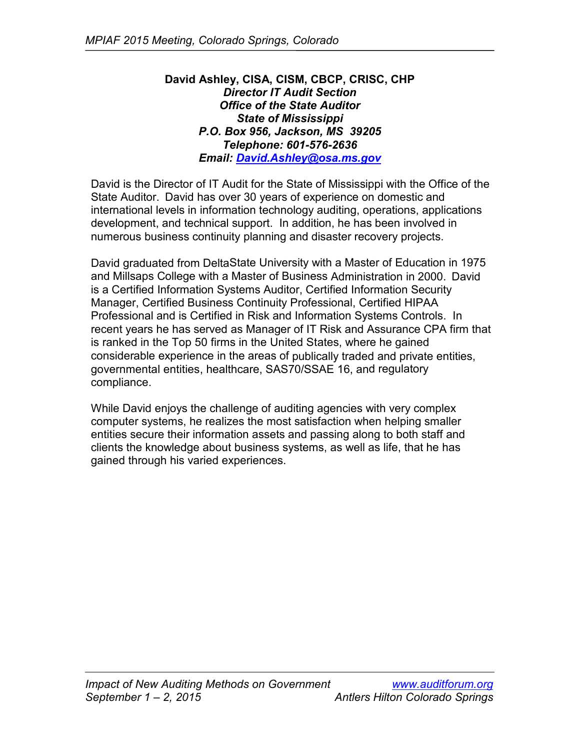**David Ashley, CISA, CISM, CBCP, CRISC, CHP**
***Director IT Audit Section***
***Office of the State Auditor***
***State of Mississippi***
***P.O. Box 956, Jackson, MS 39205***
***Telephone: 601-576-2636***
***Email: David.Ashley@osa.ms.gov***

David is the Director of IT Audit for the State of Mississippi with the Office of the State Auditor. David has over 30 years of experience on domestic and international levels in information technology auditing, operations, applications development, and technical support. In addition, he has been involved in numerous business continuity planning and disaster recovery projects.

David graduated from DeltaState University with a Master of Education in 1975 and Millsaps College with a Master of Business Administration in 2000. David is a Certified Information Systems Auditor, Certified Information Security Manager, Certified Business Continuity Professional, Certified HIPAA Professional and is Certified in Risk and Information Systems Controls. In recent years he has served as Manager of IT Risk and Assurance CPA firm that is ranked in the Top 50 firms in the United States, where he gained considerable experience in the areas of publically traded and private entities, governmental entities, healthcare, SAS70/SSAE 16, and regulatory compliance.

While David enjoys the challenge of auditing agencies with very complex computer systems, he realizes the most satisfaction when helping smaller entities secure their information assets and passing along to both staff and clients the knowledge about business systems, as well as life, that he has gained through his varied experiences.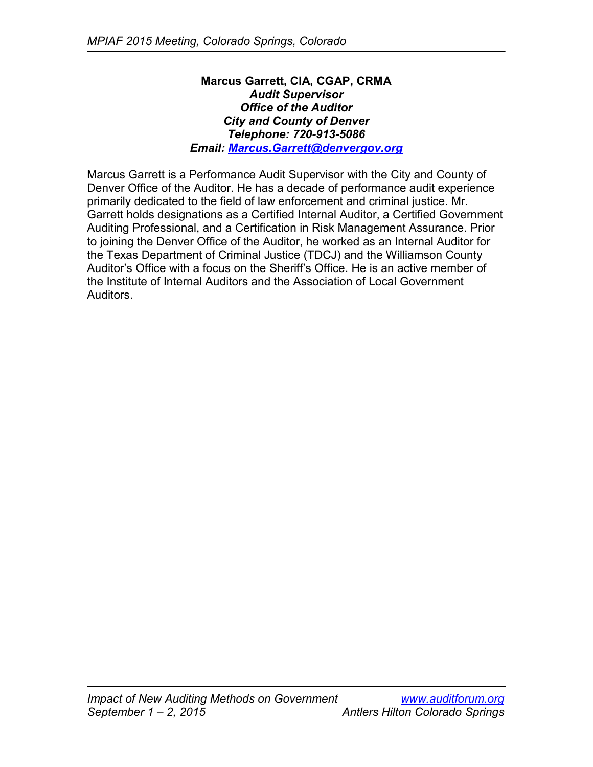**Marcus Garrett, CIA, CGAP, CRMA**
***Audit Supervisor***
***Office of the Auditor***
***City and County of Denver***
***Telephone: 720-913-5086***
***Email: Marcus.Garrett@denvergov.org***

Marcus Garrett is a Performance Audit Supervisor with the City and County of Denver Office of the Auditor. He has a decade of performance audit experience primarily dedicated to the field of law enforcement and criminal justice. Mr. Garrett holds designations as a Certified Internal Auditor, a Certified Government Auditing Professional, and a Certification in Risk Management Assurance. Prior to joining the Denver Office of the Auditor, he worked as an Internal Auditor for the Texas Department of Criminal Justice (TDCJ) and the Williamson County Auditor's Office with a focus on the Sheriff's Office. He is an active member of the Institute of Internal Auditors and the Association of Local Government Auditors.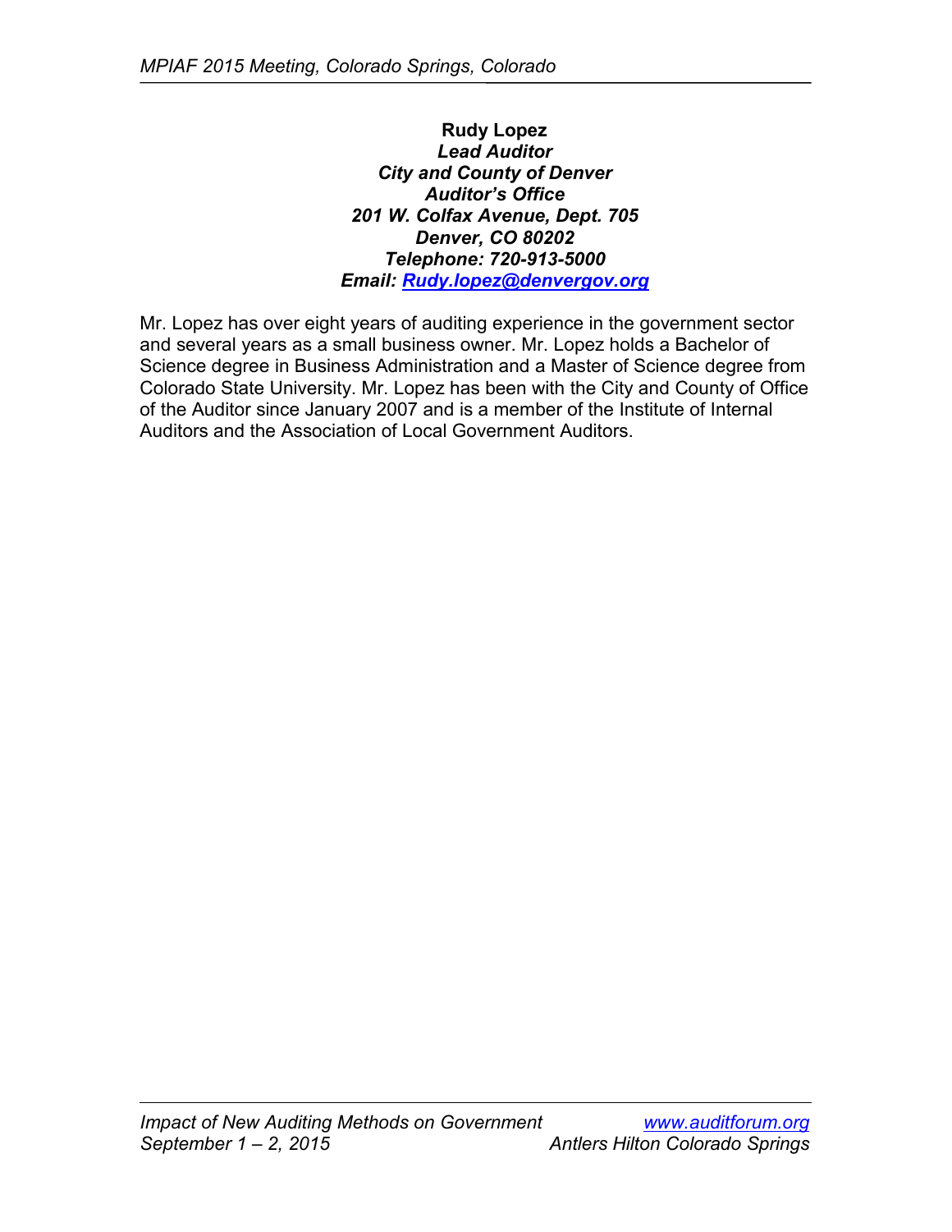**Rudy Lopez**
***Lead Auditor***
***City and County of Denver***
***Auditor's Office***
***201 W. Colfax Avenue, Dept. 705***
***Denver, CO 80202***
***Telephone: 720-913-5000***
***Email: Rudy.lopez@denvergov.org***

Mr. Lopez has over eight years of auditing experience in the government sector and several years as a small business owner. Mr. Lopez holds a Bachelor of Science degree in Business Administration and a Master of Science degree from Colorado State University. Mr. Lopez has been with the City and County of Office of the Auditor since January 2007 and is a member of the Institute of Internal Auditors and the Association of Local Government Auditors.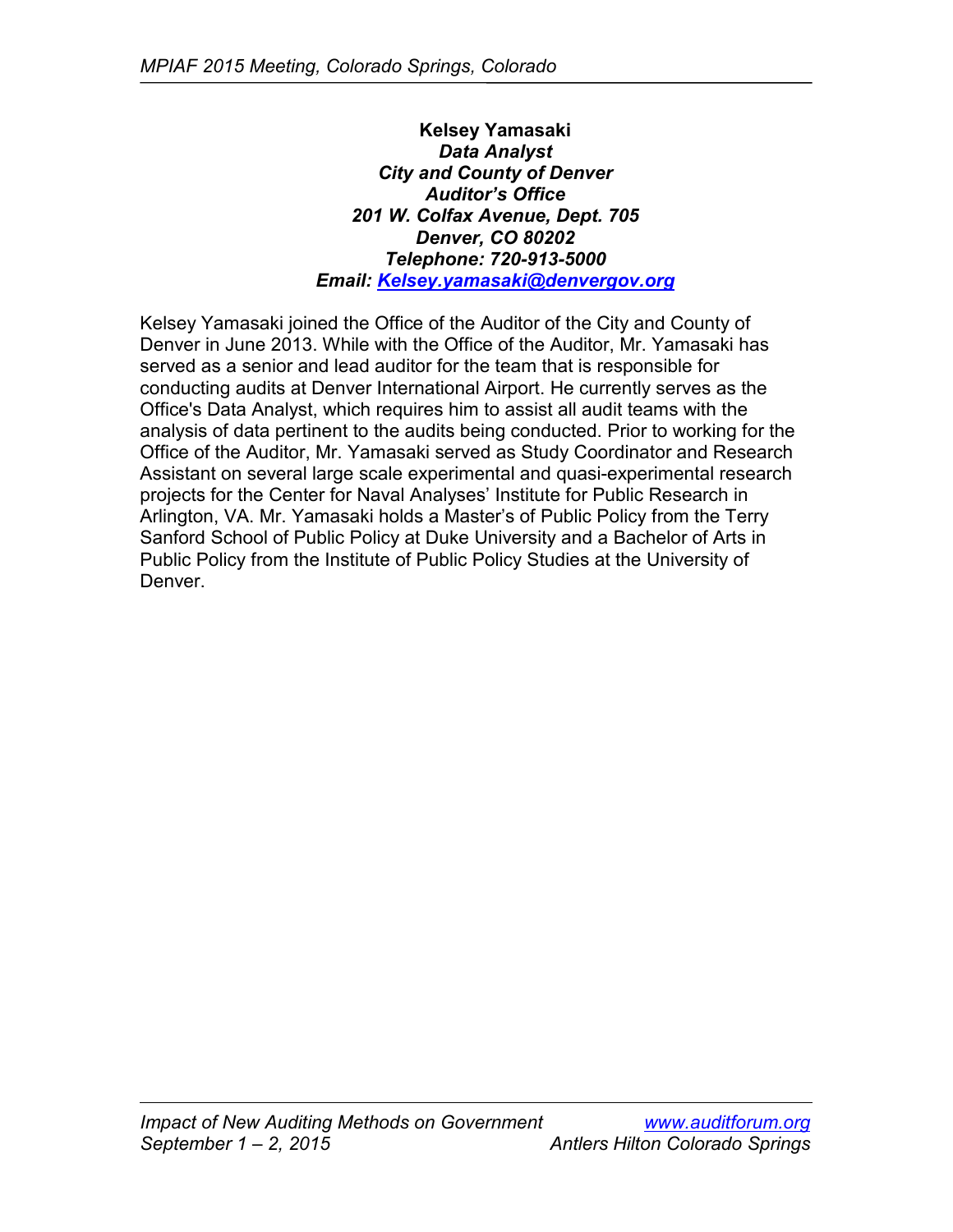**Kelsey Yamasaki**
***Data Analyst***
***City and County of Denver***
***Auditor's Office***
***201 W. Colfax Avenue, Dept. 705***
***Denver, CO 80202***
***Telephone: 720-913-5000***
***Email: [Kelsey.yamasaki@denvergov.org](mailto:Kelsey.yamasaki@denvergov.org)***

Kelsey Yamasaki joined the Office of the Auditor of the City and County of Denver in June 2013. While with the Office of the Auditor, Mr. Yamasaki has served as a senior and lead auditor for the team that is responsible for conducting audits at Denver International Airport. He currently serves as the Office's Data Analyst, which requires him to assist all audit teams with the analysis of data pertinent to the audits being conducted. Prior to working for the Office of the Auditor, Mr. Yamasaki served as Study Coordinator and Research Assistant on several large scale experimental and quasi-experimental research projects for the Center for Naval Analyses' Institute for Public Research in Arlington, VA. Mr. Yamasaki holds a Master's of Public Policy from the Terry Sanford School of Public Policy at Duke University and a Bachelor of Arts in Public Policy from the Institute of Public Policy Studies at the University of Denver.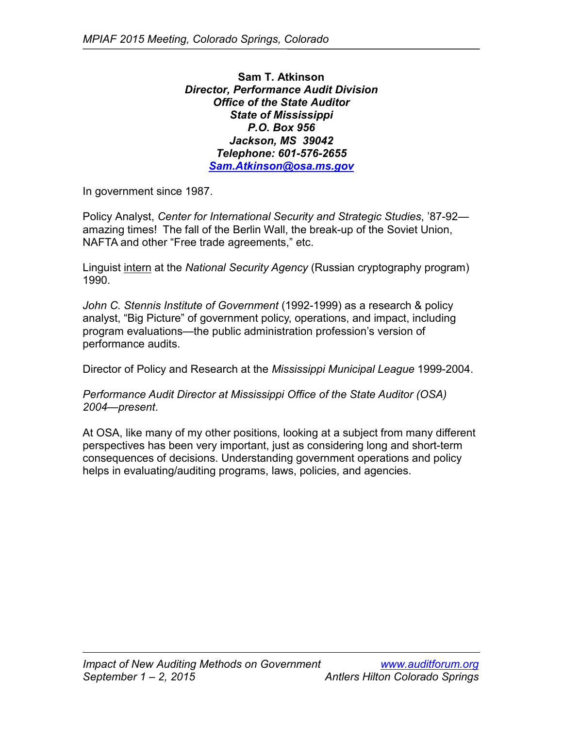**Sam T. Atkinson**
***Director, Performance Audit Division***
***Office of the State Auditor***
***State of Mississippi***
***P.O. Box 956***
***Jackson, MS 39042***
***Telephone: 601-576-2655***
***Sam.Atkinson@osa.ms.gov***

In government since 1987.

Policy Analyst, *Center for International Security and Strategic Studies*, '87-92—amazing times! The fall of the Berlin Wall, the break-up of the Soviet Union, NAFTA and other "Free trade agreements," etc.

Linguist intern at the *National Security Agency* (Russian cryptography program) 1990.

*John C. Stennis Institute of Government* (1992-1999) as a research & policy analyst, "Big Picture" of government policy, operations, and impact, including program evaluations—the public administration profession's version of performance audits.

Director of Policy and Research at the *Mississippi Municipal League* 1999-2004.

*Performance Audit Director at Mississippi Office of the State Auditor (OSA) 2004—present*.

At OSA, like many of my other positions, looking at a subject from many different perspectives has been very important, just as considering long and short-term consequences of decisions. Understanding government operations and policy helps in evaluating/auditing programs, laws, policies, and agencies.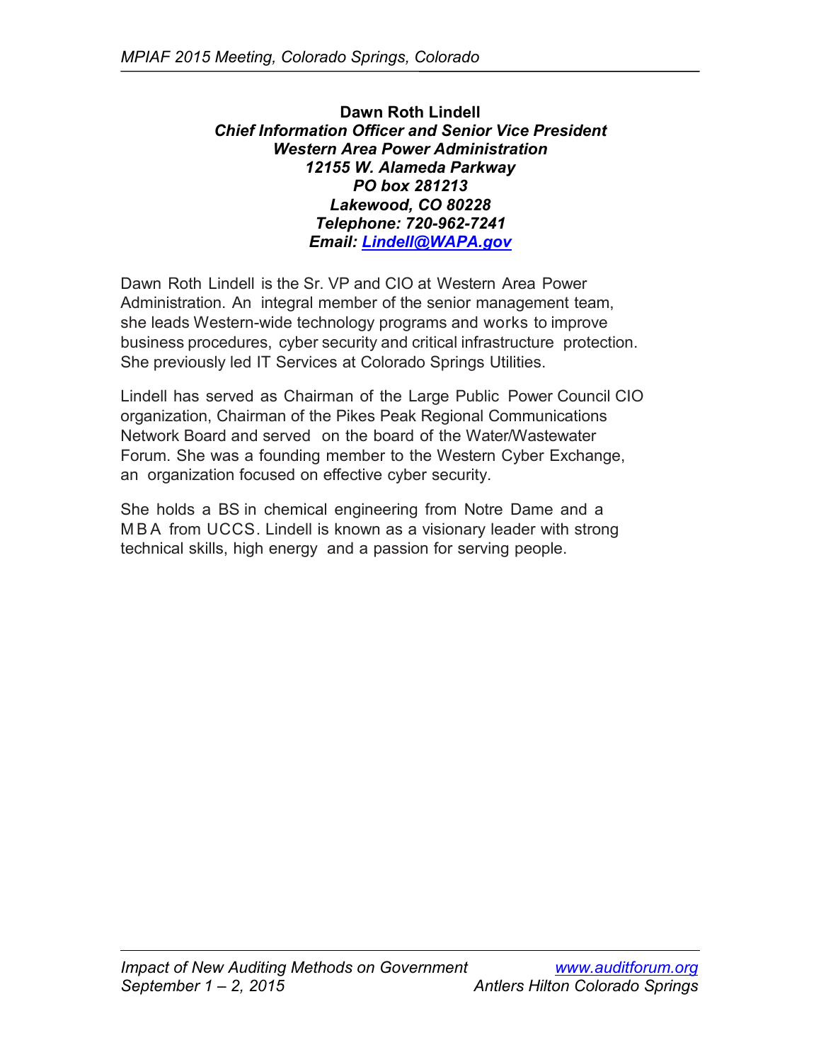**Dawn Roth Lindell**
***Chief Information Officer and Senior Vice President***
***Western Area Power Administration***
***12155 W. Alameda Parkway***
***PO box 281213***
***Lakewood, CO 80228***
***Telephone: 720-962-7241***
***Email: Lindell@WAPA.gov***

Dawn Roth Lindell is the Sr. VP and CIO at Western Area Power Administration. An integral member of the senior management team, she leads Western-wide technology programs and works to improve business procedures, cyber security and critical infrastructure protection. She previously led IT Services at Colorado Springs Utilities.

Lindell has served as Chairman of the Large Public Power Council CIO organization, Chairman of the Pikes Peak Regional Communications Network Board and served on the board of the Water/Wastewater Forum. She was a founding member to the Western Cyber Exchange, an organization focused on effective cyber security.

She holds a BS in chemical engineering from Notre Dame and a MBA from UCCS. Lindell is known as a visionary leader with strong technical skills, high energy and a passion for serving people.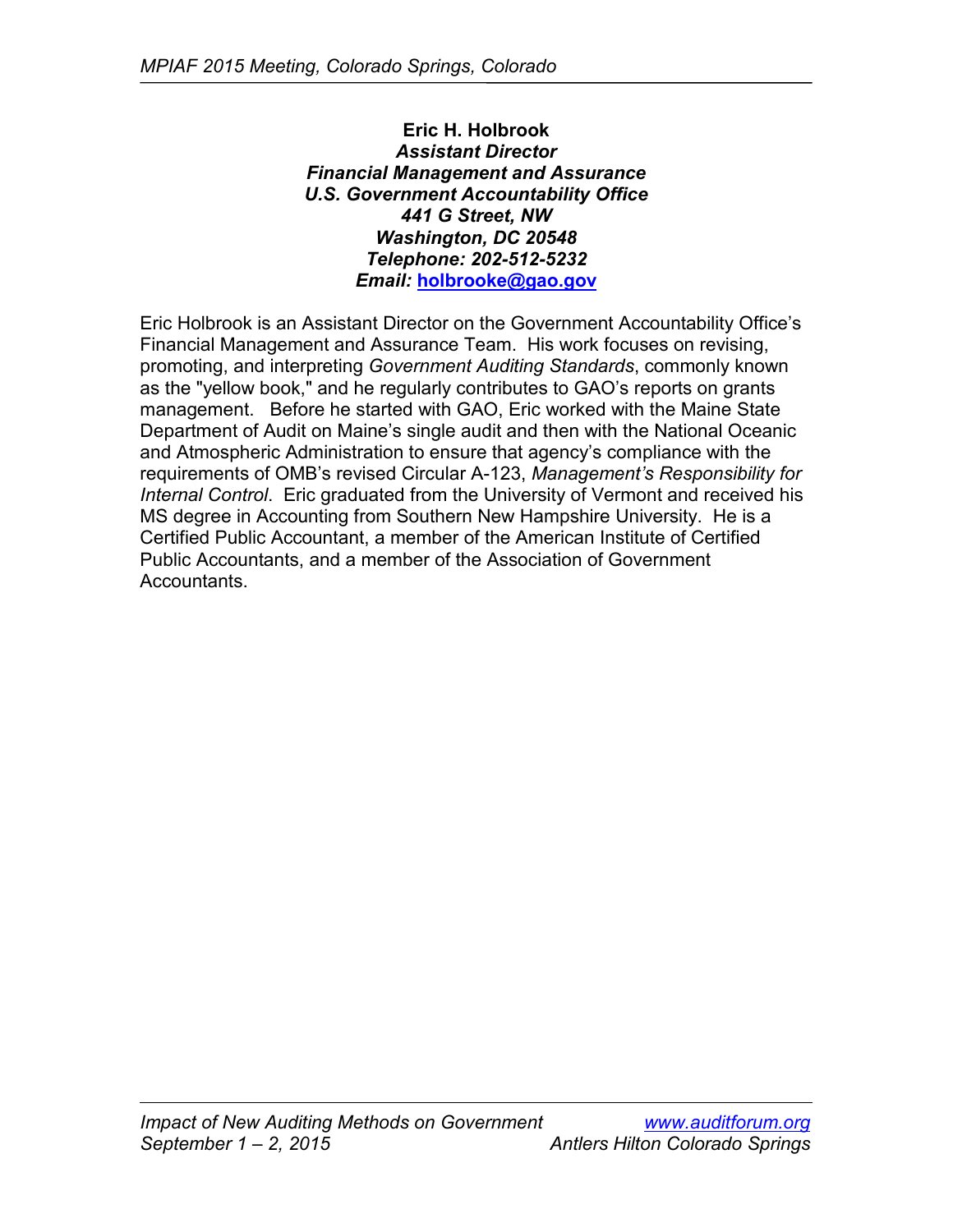**Eric H. Holbrook**
***Assistant Director***
***Financial Management and Assurance***
***U.S. Government Accountability Office***
***441 G Street, NW***
***Washington, DC 20548***
***Telephone: 202-512-5232***
***Email:* holbrooke@gao.gov**

Eric Holbrook is an Assistant Director on the Government Accountability Office's Financial Management and Assurance Team. His work focuses on revising, promoting, and interpreting *Government Auditing Standards*, commonly known as the "yellow book," and he regularly contributes to GAO's reports on grants management. Before he started with GAO, Eric worked with the Maine State Department of Audit on Maine's single audit and then with the National Oceanic and Atmospheric Administration to ensure that agency's compliance with the requirements of OMB's revised Circular A-123, *Management's Responsibility for Internal Control*. Eric graduated from the University of Vermont and received his MS degree in Accounting from Southern New Hampshire University. He is a Certified Public Accountant, a member of the American Institute of Certified Public Accountants, and a member of the Association of Government Accountants.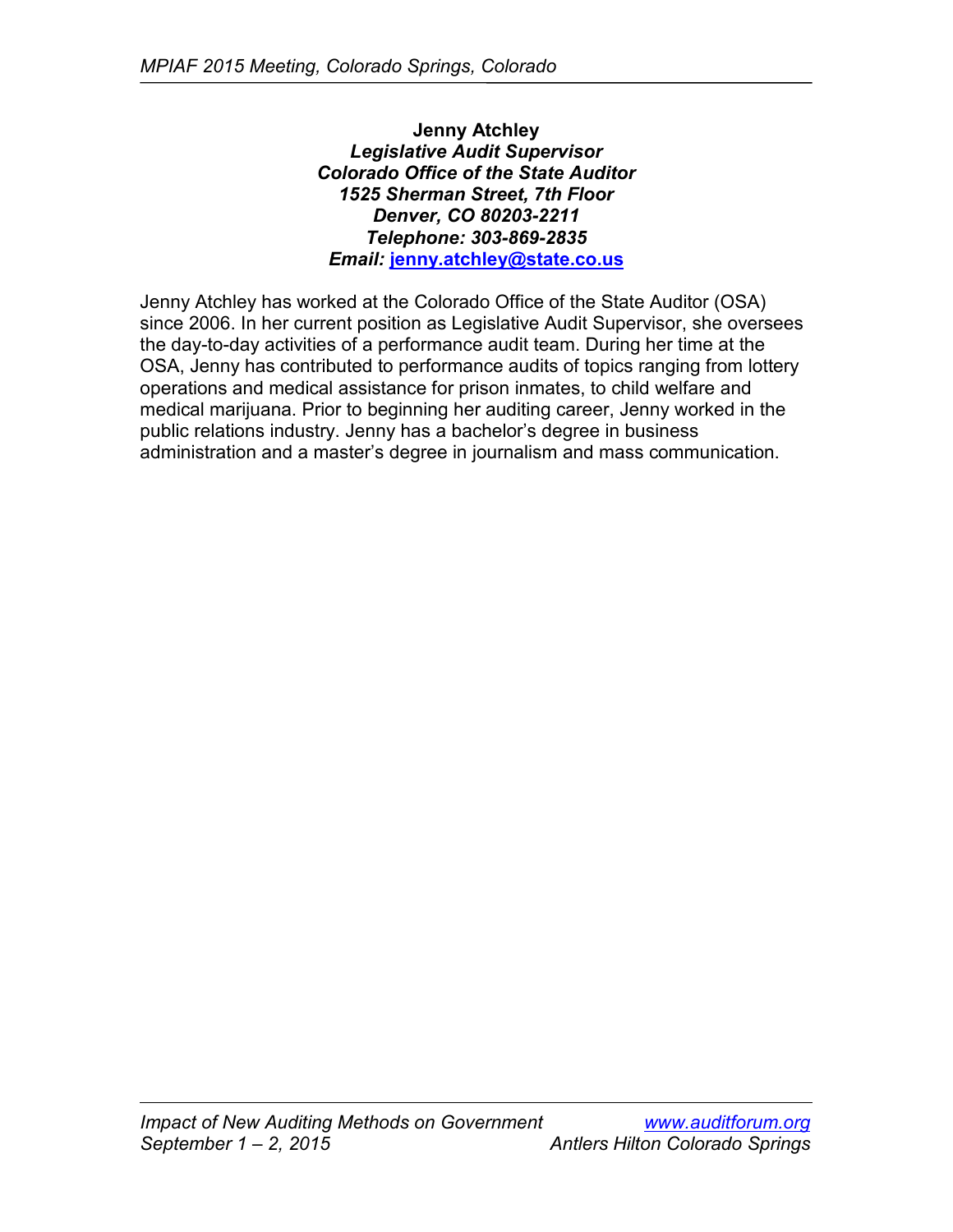**Jenny Atchley**
***Legislative Audit Supervisor***
***Colorado Office of the State Auditor***
***1525 Sherman Street, 7th Floor***
***Denver, CO 80203-2211***
***Telephone: 303-869-2835***
***Email:* jenny.atchley@state.co.us**

Jenny Atchley has worked at the Colorado Office of the State Auditor (OSA) since 2006. In her current position as Legislative Audit Supervisor, she oversees the day-to-day activities of a performance audit team. During her time at the OSA, Jenny has contributed to performance audits of topics ranging from lottery operations and medical assistance for prison inmates, to child welfare and medical marijuana. Prior to beginning her auditing career, Jenny worked in the public relations industry. Jenny has a bachelor's degree in business administration and a master's degree in journalism and mass communication.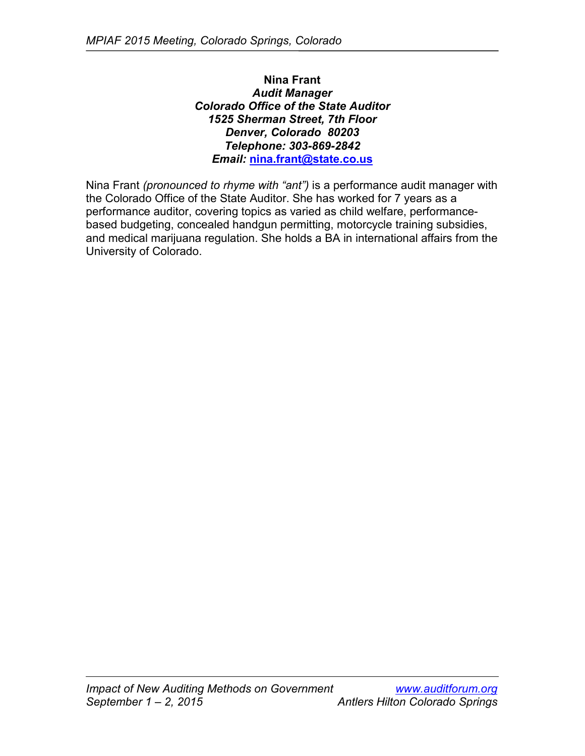**Nina Frant**
***Audit Manager***
***Colorado Office of the State Auditor***
***1525 Sherman Street, 7th Floor***
***Denver, Colorado 80203***
***Telephone: 303-869-2842***
***Email:* nina.frant@state.co.us**

Nina Frant *(pronounced to rhyme with "ant")* is a performance audit manager with the Colorado Office of the State Auditor. She has worked for 7 years as a performance auditor, covering topics as varied as child welfare, performance-based budgeting, concealed handgun permitting, motorcycle training subsidies, and medical marijuana regulation. She holds a BA in international affairs from the University of Colorado.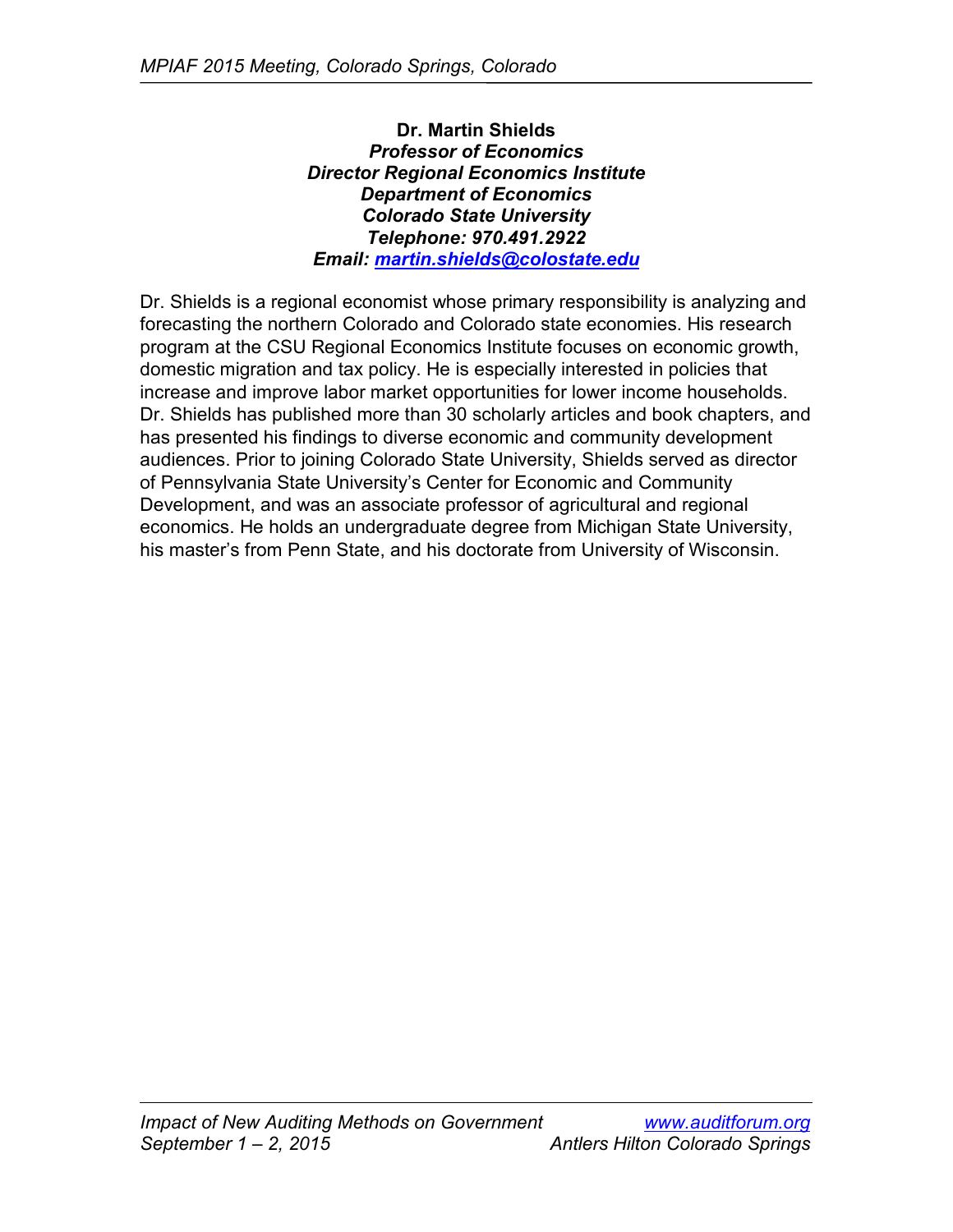**Dr. Martin Shields**
***Professor of Economics***
***Director Regional Economics Institute***
***Department of Economics***
***Colorado State University***
***Telephone: 970.491.2922***
***Email: martin.shields@colostate.edu***

Dr. Shields is a regional economist whose primary responsibility is analyzing and forecasting the northern Colorado and Colorado state economies. His research program at the CSU Regional Economics Institute focuses on economic growth, domestic migration and tax policy. He is especially interested in policies that increase and improve labor market opportunities for lower income households. Dr. Shields has published more than 30 scholarly articles and book chapters, and has presented his findings to diverse economic and community development audiences. Prior to joining Colorado State University, Shields served as director of Pennsylvania State University's Center for Economic and Community Development, and was an associate professor of agricultural and regional economics. He holds an undergraduate degree from Michigan State University, his master's from Penn State, and his doctorate from University of Wisconsin.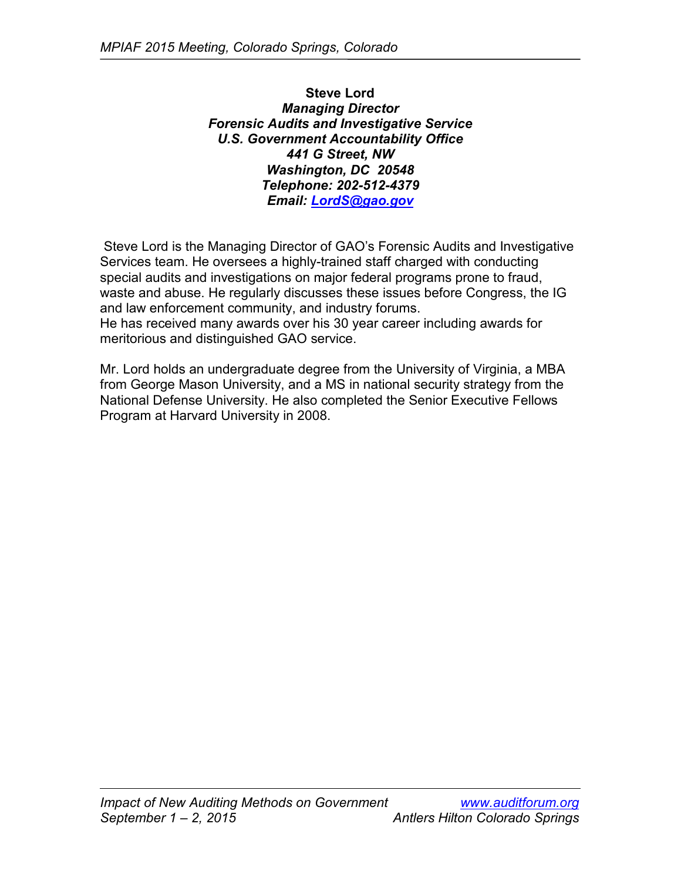**Steve Lord**
***Managing Director***
***Forensic Audits and Investigative Service***
***U.S. Government Accountability Office***
***441 G Street, NW***
***Washington, DC 20548***
***Telephone: 202-512-4379***
***Email: LordS@gao.gov***

Steve Lord is the Managing Director of GAO's Forensic Audits and Investigative Services team. He oversees a highly-trained staff charged with conducting special audits and investigations on major federal programs prone to fraud, waste and abuse. He regularly discusses these issues before Congress, the IG and law enforcement community, and industry forums.
He has received many awards over his 30 year career including awards for meritorious and distinguished GAO service.

Mr. Lord holds an undergraduate degree from the University of Virginia, a MBA from George Mason University, and a MS in national security strategy from the National Defense University. He also completed the Senior Executive Fellows Program at Harvard University in 2008.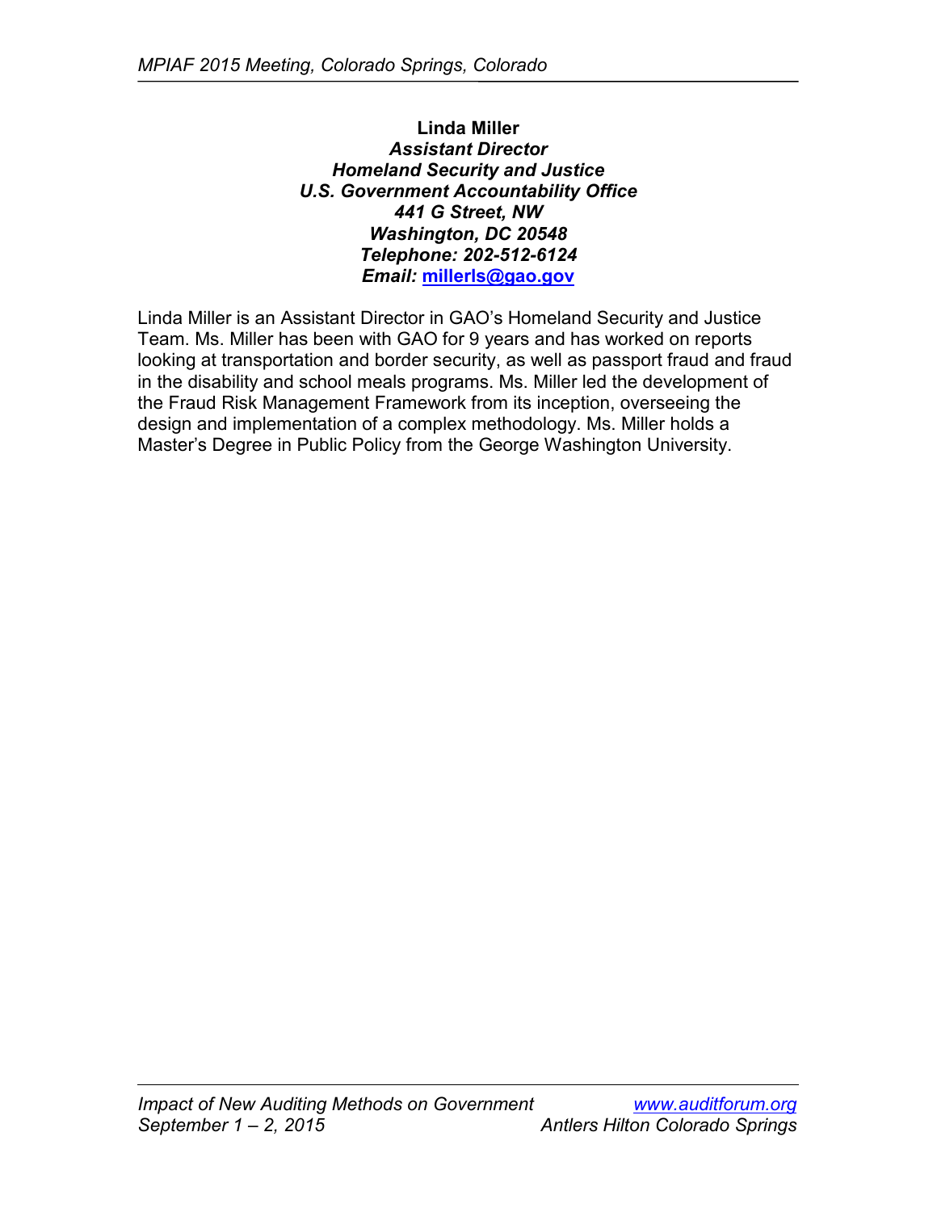**Linda Miller**
***Assistant Director***
***Homeland Security and Justice***
***U.S. Government Accountability Office***
***441 G Street, NW***
***Washington, DC 20548***
***Telephone: 202-512-6124***
***Email:* millerls@gao.gov**

Linda Miller is an Assistant Director in GAO's Homeland Security and Justice Team. Ms. Miller has been with GAO for 9 years and has worked on reports looking at transportation and border security, as well as passport fraud and fraud in the disability and school meals programs. Ms. Miller led the development of the Fraud Risk Management Framework from its inception, overseeing the design and implementation of a complex methodology. Ms. Miller holds a Master's Degree in Public Policy from the George Washington University.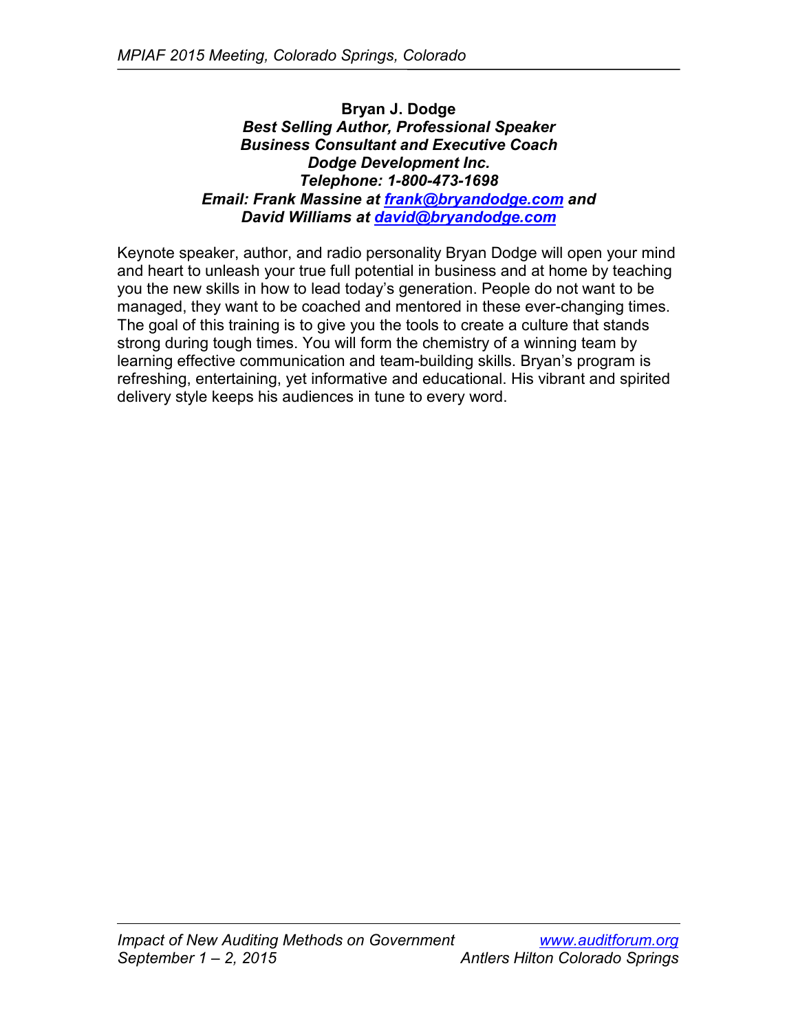**Bryan J. Dodge**
***Best Selling Author, Professional Speaker***
***Business Consultant and Executive Coach***
***Dodge Development Inc.***
***Telephone: 1-800-473-1698***
***Email: Frank Massine at frank@bryandodge.com and***
***David Williams at david@bryandodge.com***

Keynote speaker, author, and radio personality Bryan Dodge will open your mind and heart to unleash your true full potential in business and at home by teaching you the new skills in how to lead today's generation. People do not want to be managed, they want to be coached and mentored in these ever-changing times. The goal of this training is to give you the tools to create a culture that stands strong during tough times. You will form the chemistry of a winning team by learning effective communication and team-building skills. Bryan's program is refreshing, entertaining, yet informative and educational. His vibrant and spirited delivery style keeps his audiences in tune to every word.